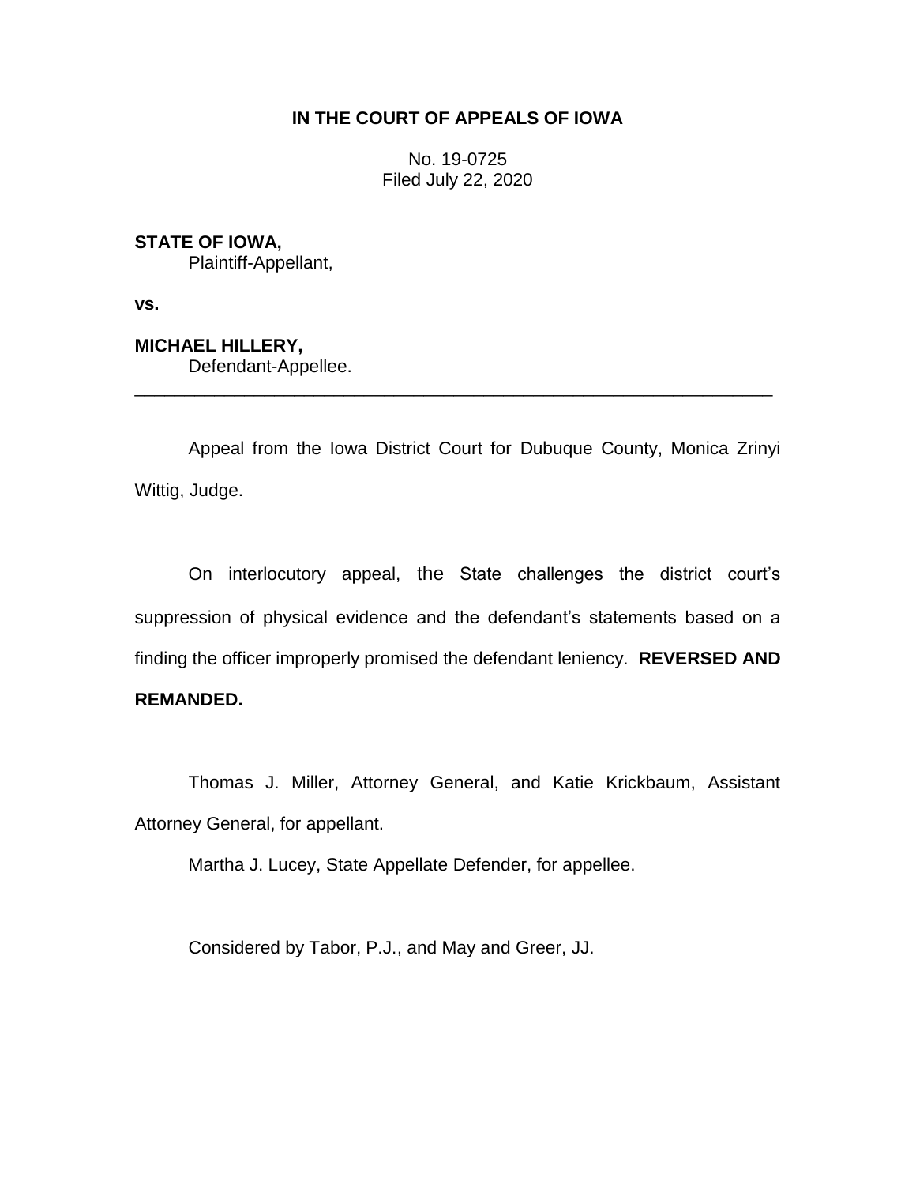# IN THE COURT OF APPEALS OF IOWA

No. 19-0725
Filed July 22, 2020

**STATE OF IOWA,**
Plaintiff-Appellant,

**vs.**

**MICHAEL HILLERY,**
Defendant-Appellee.

---

Appeal from the Iowa District Court for Dubuque County, Monica Zrinyi Wittig, Judge.

On interlocutory appeal, the State challenges the district court's suppression of physical evidence and the defendant's statements based on a finding the officer improperly promised the defendant leniency. **REVERSED AND REMANDED.**

Thomas J. Miller, Attorney General, and Katie Krickbaum, Assistant Attorney General, for appellant.

Martha J. Lucey, State Appellate Defender, for appellee.

Considered by Tabor, P.J., and May and Greer, JJ.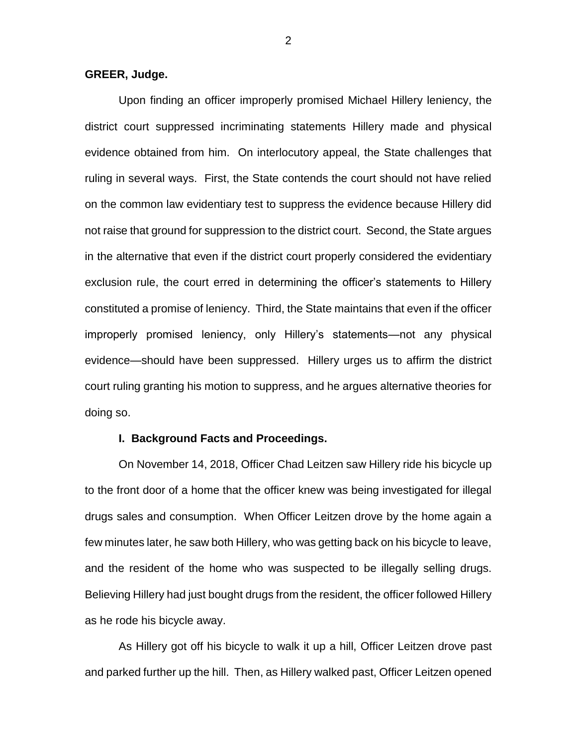**GREER, Judge.**

Upon finding an officer improperly promised Michael Hillery leniency, the district court suppressed incriminating statements Hillery made and physical evidence obtained from him. On interlocutory appeal, the State challenges that ruling in several ways. First, the State contends the court should not have relied on the common law evidentiary test to suppress the evidence because Hillery did not raise that ground for suppression to the district court. Second, the State argues in the alternative that even if the district court properly considered the evidentiary exclusion rule, the court erred in determining the officer's statements to Hillery constituted a promise of leniency. Third, the State maintains that even if the officer improperly promised leniency, only Hillery's statements—not any physical evidence—should have been suppressed. Hillery urges us to affirm the district court ruling granting his motion to suppress, and he argues alternative theories for doing so.

## I. Background Facts and Proceedings.

On November 14, 2018, Officer Chad Leitzen saw Hillery ride his bicycle up to the front door of a home that the officer knew was being investigated for illegal drugs sales and consumption. When Officer Leitzen drove by the home again a few minutes later, he saw both Hillery, who was getting back on his bicycle to leave, and the resident of the home who was suspected to be illegally selling drugs. Believing Hillery had just bought drugs from the resident, the officer followed Hillery as he rode his bicycle away.

As Hillery got off his bicycle to walk it up a hill, Officer Leitzen drove past and parked further up the hill. Then, as Hillery walked past, Officer Leitzen opened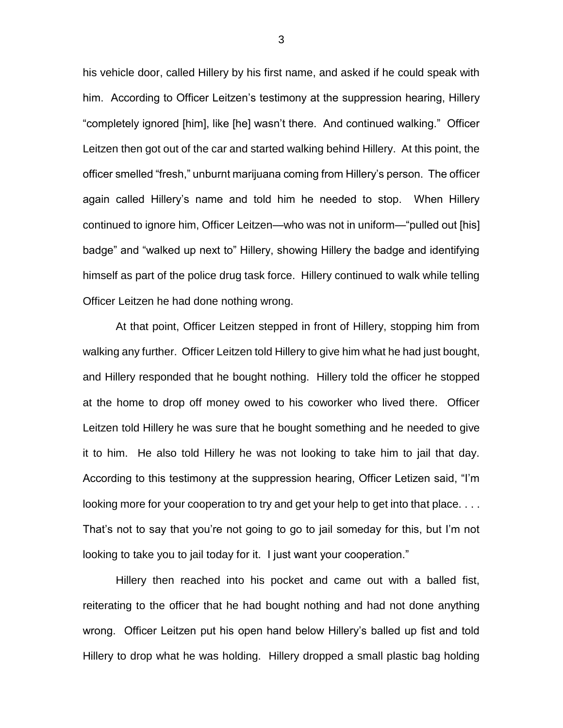his vehicle door, called Hillery by his first name, and asked if he could speak with him. According to Officer Leitzen's testimony at the suppression hearing, Hillery "completely ignored [him], like [he] wasn't there. And continued walking." Officer Leitzen then got out of the car and started walking behind Hillery. At this point, the officer smelled "fresh," unburnt marijuana coming from Hillery's person. The officer again called Hillery's name and told him he needed to stop. When Hillery continued to ignore him, Officer Leitzen—who was not in uniform—"pulled out [his] badge" and "walked up next to" Hillery, showing Hillery the badge and identifying himself as part of the police drug task force. Hillery continued to walk while telling Officer Leitzen he had done nothing wrong.

At that point, Officer Leitzen stepped in front of Hillery, stopping him from walking any further. Officer Leitzen told Hillery to give him what he had just bought, and Hillery responded that he bought nothing. Hillery told the officer he stopped at the home to drop off money owed to his coworker who lived there. Officer Leitzen told Hillery he was sure that he bought something and he needed to give it to him. He also told Hillery he was not looking to take him to jail that day. According to this testimony at the suppression hearing, Officer Letizen said, "I'm looking more for your cooperation to try and get your help to get into that place. . . . That's not to say that you're not going to go to jail someday for this, but I'm not looking to take you to jail today for it. I just want your cooperation."

Hillery then reached into his pocket and came out with a balled fist, reiterating to the officer that he had bought nothing and had not done anything wrong. Officer Leitzen put his open hand below Hillery's balled up fist and told Hillery to drop what he was holding. Hillery dropped a small plastic bag holding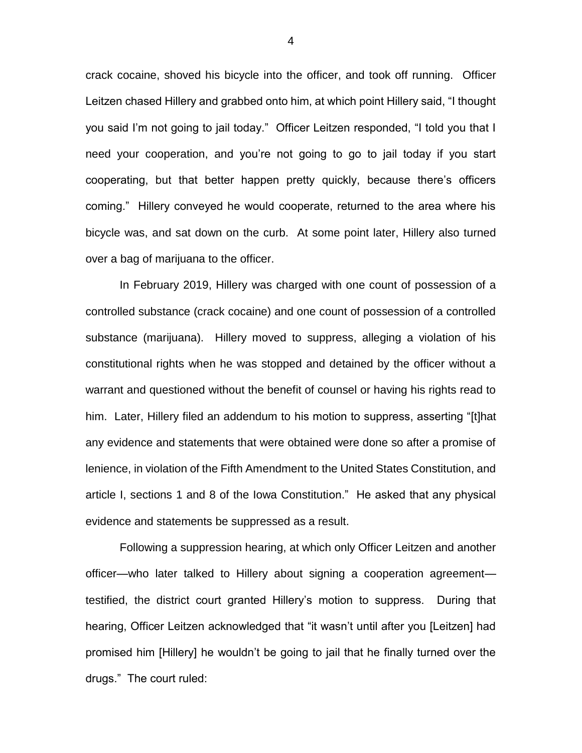crack cocaine, shoved his bicycle into the officer, and took off running. Officer Leitzen chased Hillery and grabbed onto him, at which point Hillery said, "I thought you said I'm not going to jail today." Officer Leitzen responded, "I told you that I need your cooperation, and you're not going to go to jail today if you start cooperating, but that better happen pretty quickly, because there's officers coming." Hillery conveyed he would cooperate, returned to the area where his bicycle was, and sat down on the curb. At some point later, Hillery also turned over a bag of marijuana to the officer.

In February 2019, Hillery was charged with one count of possession of a controlled substance (crack cocaine) and one count of possession of a controlled substance (marijuana). Hillery moved to suppress, alleging a violation of his constitutional rights when he was stopped and detained by the officer without a warrant and questioned without the benefit of counsel or having his rights read to him. Later, Hillery filed an addendum to his motion to suppress, asserting "[t]hat any evidence and statements that were obtained were done so after a promise of lenience, in violation of the Fifth Amendment to the United States Constitution, and article I, sections 1 and 8 of the Iowa Constitution." He asked that any physical evidence and statements be suppressed as a result.

Following a suppression hearing, at which only Officer Leitzen and another officer—who later talked to Hillery about signing a cooperation agreement—testified, the district court granted Hillery's motion to suppress. During that hearing, Officer Leitzen acknowledged that "it wasn't until after you [Leitzen] had promised him [Hillery] he wouldn't be going to jail that he finally turned over the drugs." The court ruled: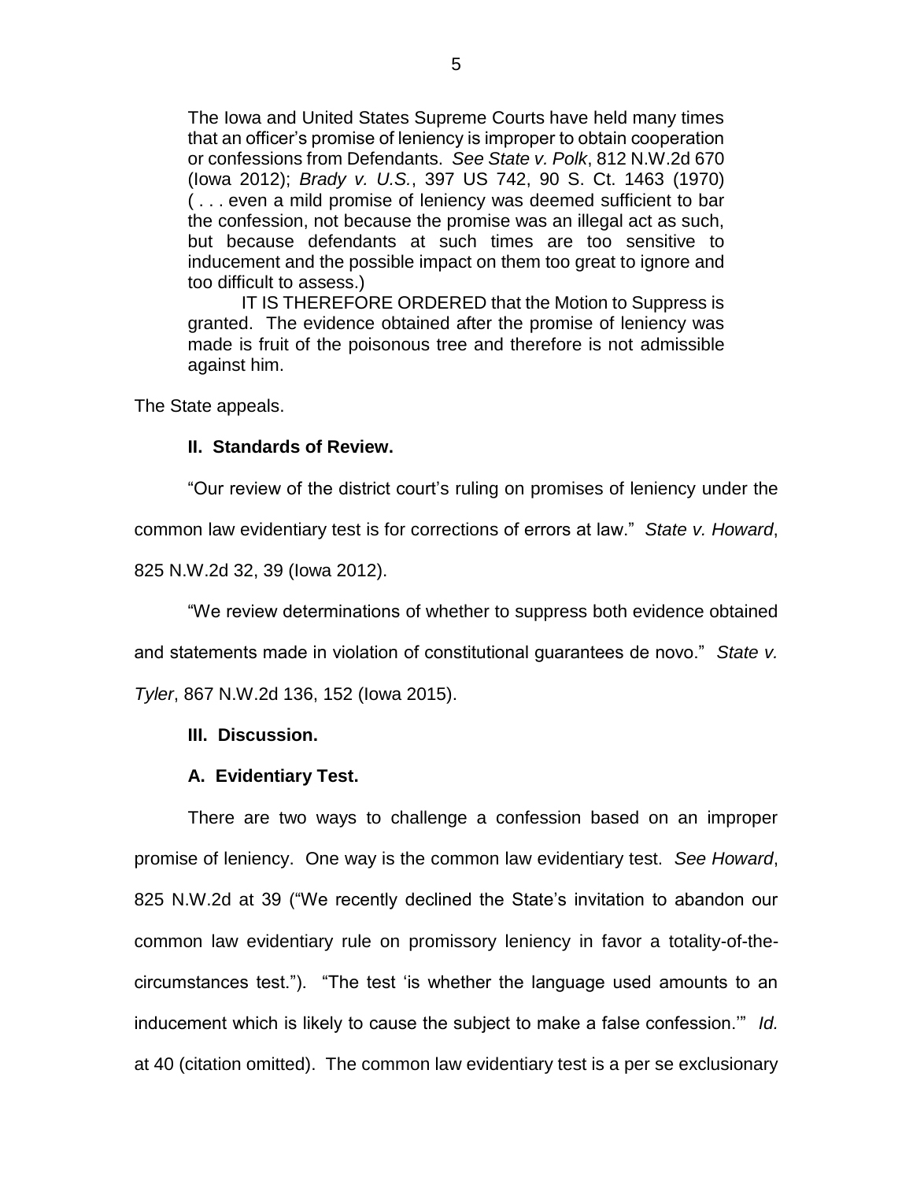> The Iowa and United States Supreme Courts have held many times that an officer's promise of leniency is improper to obtain cooperation or confessions from Defendants. *See State v. Polk*, 812 N.W.2d 670 (Iowa 2012); *Brady v. U.S.*, 397 US 742, 90 S. Ct. 1463 (1970) ( . . . even a mild promise of leniency was deemed sufficient to bar the confession, not because the promise was an illegal act as such, but because defendants at such times are too sensitive to inducement and the possible impact on them too great to ignore and too difficult to assess.)
>
> IT IS THEREFORE ORDERED that the Motion to Suppress is granted. The evidence obtained after the promise of leniency was made is fruit of the poisonous tree and therefore is not admissible against him.

The State appeals.

## II. Standards of Review.

"Our review of the district court's ruling on promises of leniency under the common law evidentiary test is for corrections of errors at law." *State v. Howard*, 825 N.W.2d 32, 39 (Iowa 2012).

"We review determinations of whether to suppress both evidence obtained and statements made in violation of constitutional guarantees de novo." *State v. Tyler*, 867 N.W.2d 136, 152 (Iowa 2015).

## III. Discussion.

### A. Evidentiary Test.

There are two ways to challenge a confession based on an improper promise of leniency. One way is the common law evidentiary test. *See Howard*, 825 N.W.2d at 39 ("We recently declined the State's invitation to abandon our common law evidentiary rule on promissory leniency in favor a totality-of-the-circumstances test."). "The test 'is whether the language used amounts to an inducement which is likely to cause the subject to make a false confession.'" *Id.* at 40 (citation omitted). The common law evidentiary test is a per se exclusionary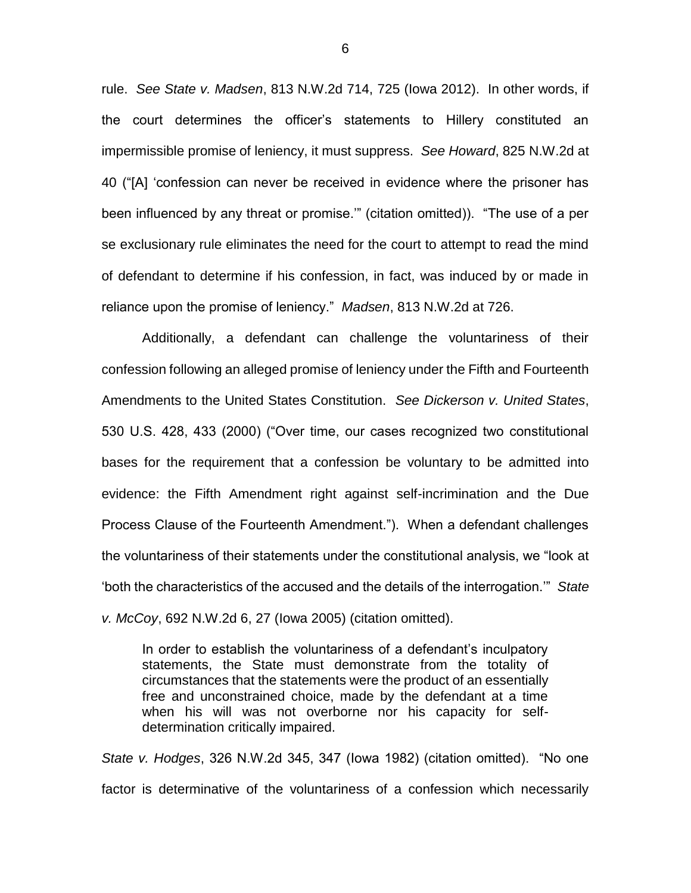rule. *See State v. Madsen*, 813 N.W.2d 714, 725 (Iowa 2012). In other words, if the court determines the officer's statements to Hillery constituted an impermissible promise of leniency, it must suppress. *See Howard*, 825 N.W.2d at 40 ("[A] 'confession can never be received in evidence where the prisoner has been influenced by any threat or promise.'" (citation omitted)). "The use of a per se exclusionary rule eliminates the need for the court to attempt to read the mind of defendant to determine if his confession, in fact, was induced by or made in reliance upon the promise of leniency." *Madsen*, 813 N.W.2d at 726.

Additionally, a defendant can challenge the voluntariness of their confession following an alleged promise of leniency under the Fifth and Fourteenth Amendments to the United States Constitution. *See Dickerson v. United States*, 530 U.S. 428, 433 (2000) ("Over time, our cases recognized two constitutional bases for the requirement that a confession be voluntary to be admitted into evidence: the Fifth Amendment right against self-incrimination and the Due Process Clause of the Fourteenth Amendment."). When a defendant challenges the voluntariness of their statements under the constitutional analysis, we "look at 'both the characteristics of the accused and the details of the interrogation.'" *State v. McCoy*, 692 N.W.2d 6, 27 (Iowa 2005) (citation omitted).

> In order to establish the voluntariness of a defendant's inculpatory statements, the State must demonstrate from the totality of circumstances that the statements were the product of an essentially free and unconstrained choice, made by the defendant at a time when his will was not overborne nor his capacity for self-determination critically impaired.

*State v. Hodges*, 326 N.W.2d 345, 347 (Iowa 1982) (citation omitted). "No one factor is determinative of the voluntariness of a confession which necessarily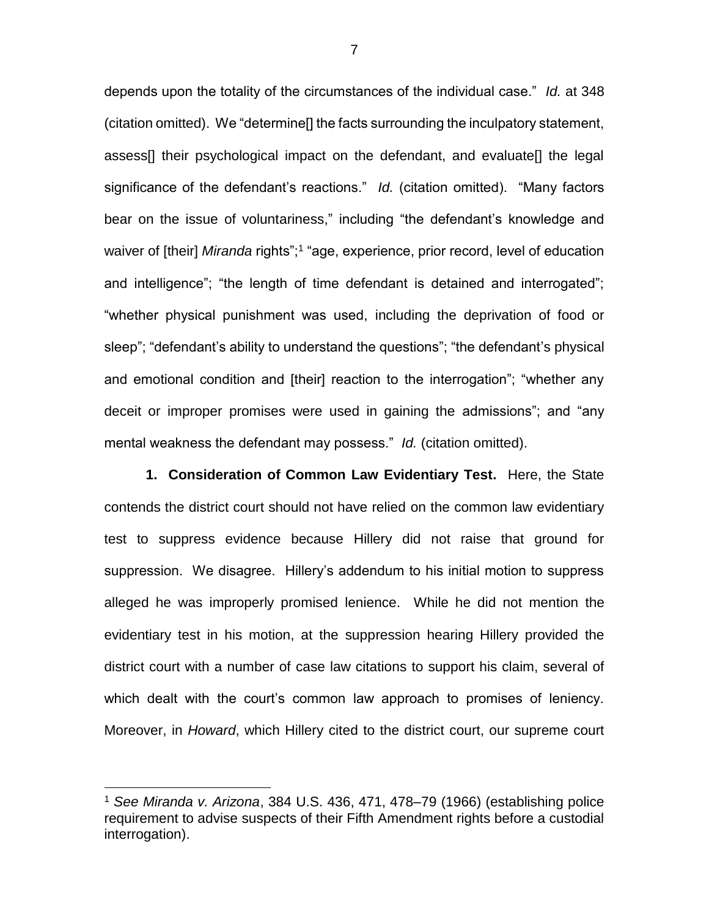depends upon the totality of the circumstances of the individual case." *Id.* at 348 (citation omitted). We "determine[] the facts surrounding the inculpatory statement, assess[] their psychological impact on the defendant, and evaluate[] the legal significance of the defendant's reactions." *Id.* (citation omitted). "Many factors bear on the issue of voluntariness," including "the defendant's knowledge and waiver of [their] *Miranda* rights";[1] "age, experience, prior record, level of education and intelligence"; "the length of time defendant is detained and interrogated"; "whether physical punishment was used, including the deprivation of food or sleep"; "defendant's ability to understand the questions"; "the defendant's physical and emotional condition and [their] reaction to the interrogation"; "whether any deceit or improper promises were used in gaining the admissions"; and "any mental weakness the defendant may possess." *Id.* (citation omitted).

**1. Consideration of Common Law Evidentiary Test.** Here, the State contends the district court should not have relied on the common law evidentiary test to suppress evidence because Hillery did not raise that ground for suppression. We disagree. Hillery's addendum to his initial motion to suppress alleged he was improperly promised lenience. While he did not mention the evidentiary test in his motion, at the suppression hearing Hillery provided the district court with a number of case law citations to support his claim, several of which dealt with the court's common law approach to promises of leniency. Moreover, in *Howard*, which Hillery cited to the district court, our supreme court

[1] *See Miranda v. Arizona*, 384 U.S. 436, 471, 478–79 (1966) (establishing police requirement to advise suspects of their Fifth Amendment rights before a custodial interrogation).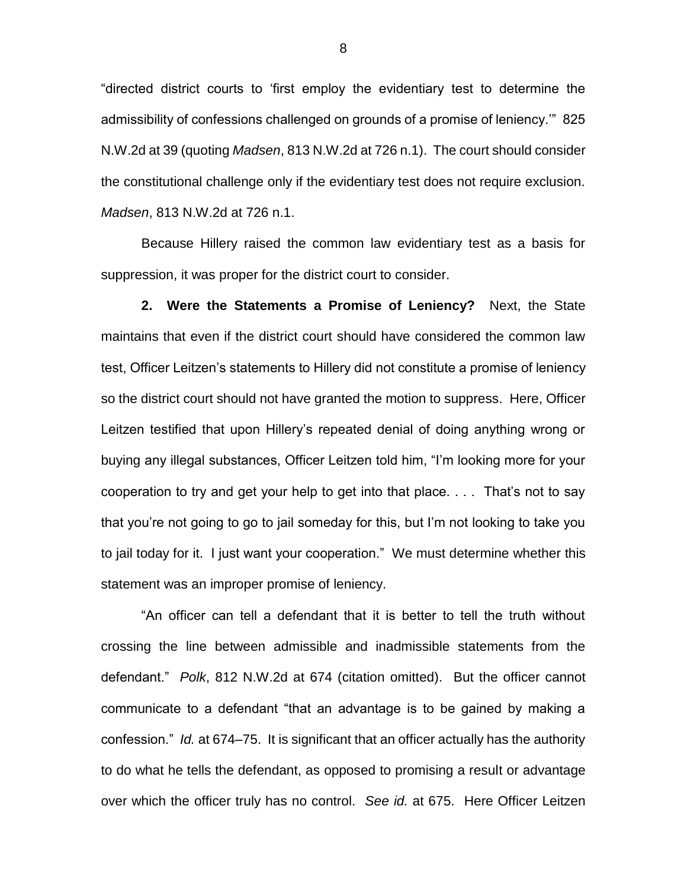"directed district courts to 'first employ the evidentiary test to determine the admissibility of confessions challenged on grounds of a promise of leniency.'" 825 N.W.2d at 39 (quoting *Madsen*, 813 N.W.2d at 726 n.1). The court should consider the constitutional challenge only if the evidentiary test does not require exclusion. *Madsen*, 813 N.W.2d at 726 n.1.

Because Hillery raised the common law evidentiary test as a basis for suppression, it was proper for the district court to consider.

**2. Were the Statements a Promise of Leniency?** Next, the State maintains that even if the district court should have considered the common law test, Officer Leitzen's statements to Hillery did not constitute a promise of leniency so the district court should not have granted the motion to suppress. Here, Officer Leitzen testified that upon Hillery's repeated denial of doing anything wrong or buying any illegal substances, Officer Leitzen told him, "I'm looking more for your cooperation to try and get your help to get into that place. . . . That's not to say that you're not going to go to jail someday for this, but I'm not looking to take you to jail today for it. I just want your cooperation." We must determine whether this statement was an improper promise of leniency.

"An officer can tell a defendant that it is better to tell the truth without crossing the line between admissible and inadmissible statements from the defendant." *Polk*, 812 N.W.2d at 674 (citation omitted). But the officer cannot communicate to a defendant "that an advantage is to be gained by making a confession." *Id.* at 674–75. It is significant that an officer actually has the authority to do what he tells the defendant, as opposed to promising a result or advantage over which the officer truly has no control. *See id.* at 675. Here Officer Leitzen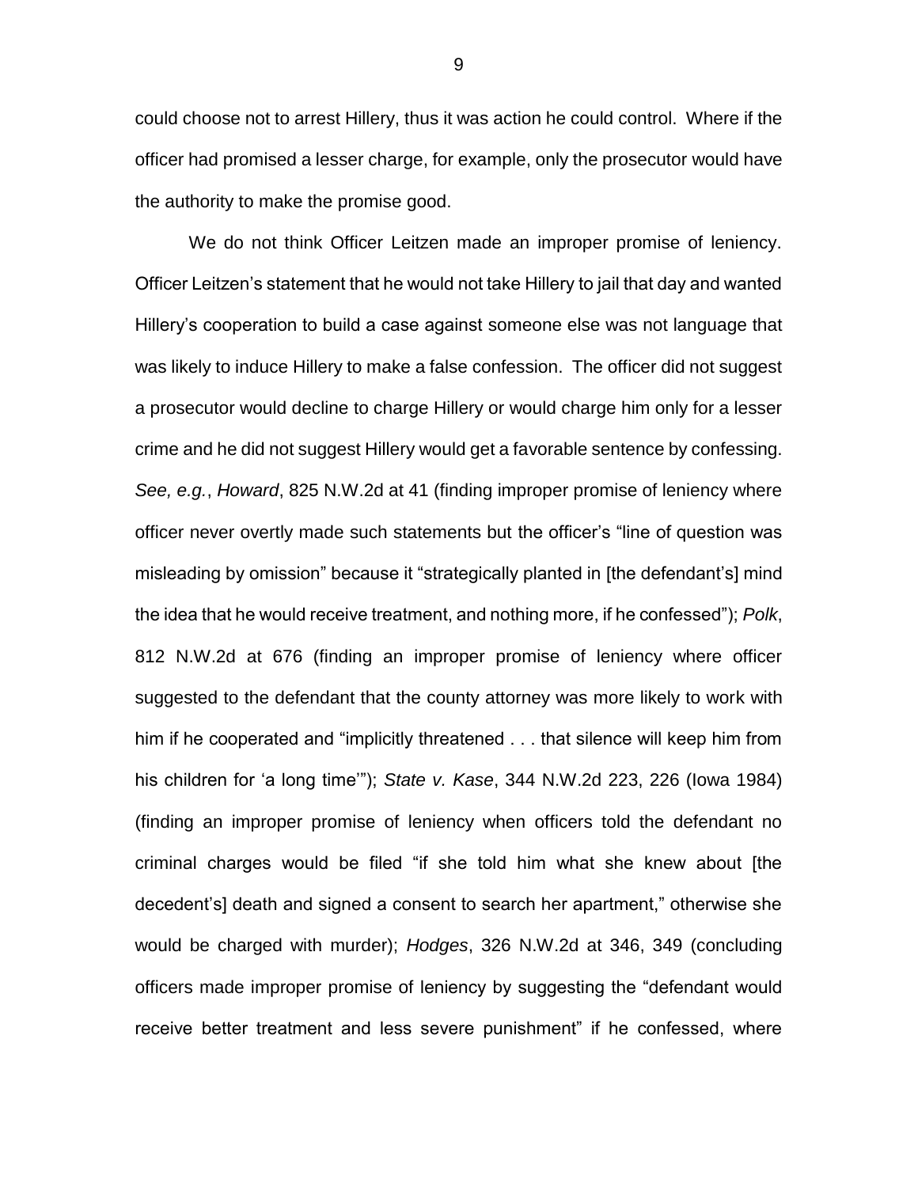could choose not to arrest Hillery, thus it was action he could control. Where if the officer had promised a lesser charge, for example, only the prosecutor would have the authority to make the promise good.

We do not think Officer Leitzen made an improper promise of leniency. Officer Leitzen's statement that he would not take Hillery to jail that day and wanted Hillery's cooperation to build a case against someone else was not language that was likely to induce Hillery to make a false confession. The officer did not suggest a prosecutor would decline to charge Hillery or would charge him only for a lesser crime and he did not suggest Hillery would get a favorable sentence by confessing. *See, e.g.*, *Howard*, 825 N.W.2d at 41 (finding improper promise of leniency where officer never overtly made such statements but the officer's "line of question was misleading by omission" because it "strategically planted in [the defendant's] mind the idea that he would receive treatment, and nothing more, if he confessed"); *Polk*, 812 N.W.2d at 676 (finding an improper promise of leniency where officer suggested to the defendant that the county attorney was more likely to work with him if he cooperated and "implicitly threatened . . . that silence will keep him from his children for 'a long time'"); *State v. Kase*, 344 N.W.2d 223, 226 (Iowa 1984) (finding an improper promise of leniency when officers told the defendant no criminal charges would be filed "if she told him what she knew about [the decedent's] death and signed a consent to search her apartment," otherwise she would be charged with murder); *Hodges*, 326 N.W.2d at 346, 349 (concluding officers made improper promise of leniency by suggesting the "defendant would receive better treatment and less severe punishment" if he confessed, where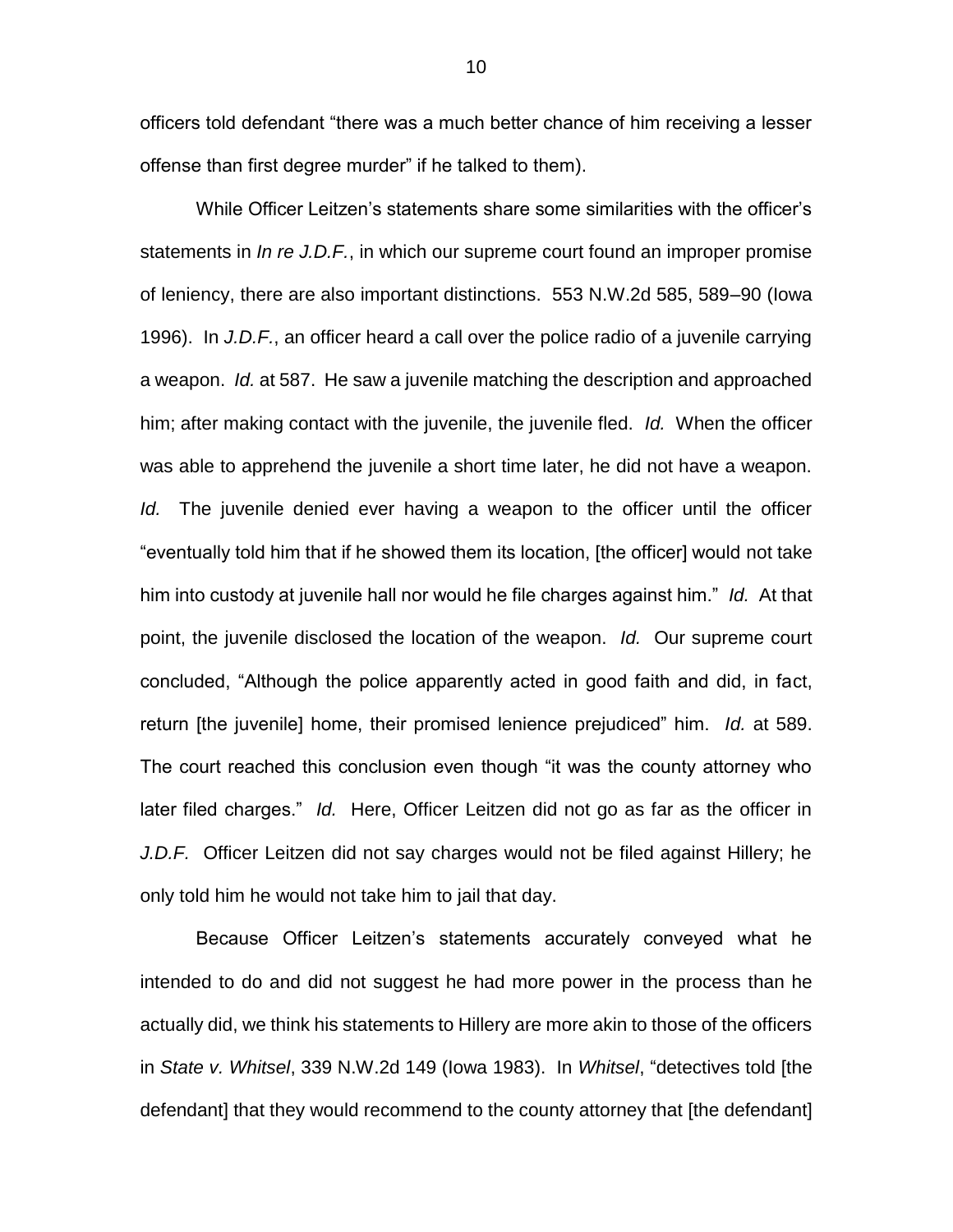officers told defendant "there was a much better chance of him receiving a lesser offense than first degree murder" if he talked to them).

While Officer Leitzen's statements share some similarities with the officer's statements in *In re J.D.F.*, in which our supreme court found an improper promise of leniency, there are also important distinctions. 553 N.W.2d 585, 589–90 (Iowa 1996). In *J.D.F.*, an officer heard a call over the police radio of a juvenile carrying a weapon. *Id.* at 587. He saw a juvenile matching the description and approached him; after making contact with the juvenile, the juvenile fled. *Id.* When the officer was able to apprehend the juvenile a short time later, he did not have a weapon. *Id.* The juvenile denied ever having a weapon to the officer until the officer "eventually told him that if he showed them its location, [the officer] would not take him into custody at juvenile hall nor would he file charges against him." *Id.* At that point, the juvenile disclosed the location of the weapon. *Id.* Our supreme court concluded, "Although the police apparently acted in good faith and did, in fact, return [the juvenile] home, their promised lenience prejudiced" him. *Id.* at 589. The court reached this conclusion even though "it was the county attorney who later filed charges." *Id.* Here, Officer Leitzen did not go as far as the officer in *J.D.F.* Officer Leitzen did not say charges would not be filed against Hillery; he only told him he would not take him to jail that day.

Because Officer Leitzen's statements accurately conveyed what he intended to do and did not suggest he had more power in the process than he actually did, we think his statements to Hillery are more akin to those of the officers in *State v. Whitsel*, 339 N.W.2d 149 (Iowa 1983). In *Whitsel*, "detectives told [the defendant] that they would recommend to the county attorney that [the defendant]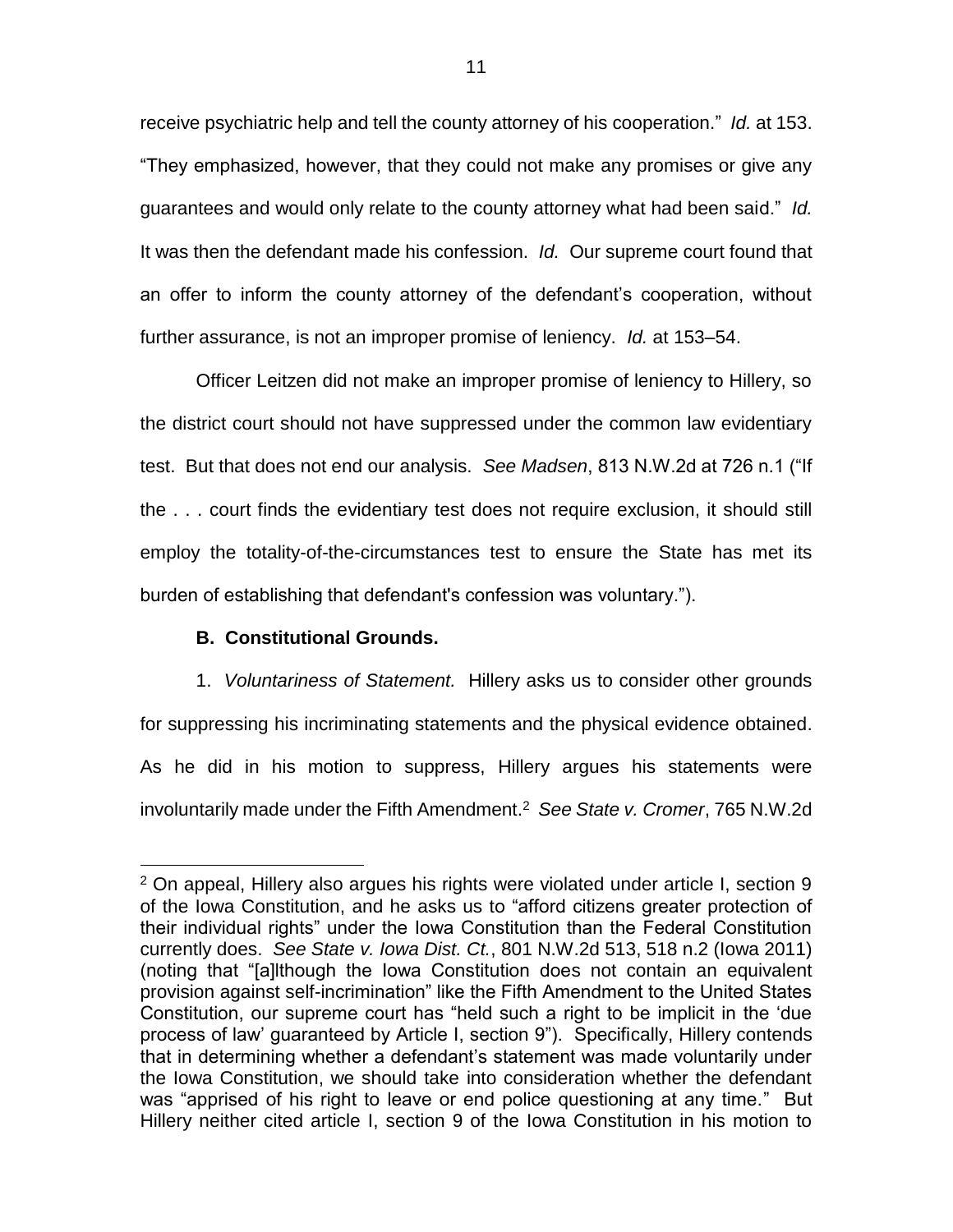receive psychiatric help and tell the county attorney of his cooperation." *Id.* at 153. "They emphasized, however, that they could not make any promises or give any guarantees and would only relate to the county attorney what had been said." *Id.* It was then the defendant made his confession. *Id.* Our supreme court found that an offer to inform the county attorney of the defendant's cooperation, without further assurance, is not an improper promise of leniency. *Id.* at 153–54.

Officer Leitzen did not make an improper promise of leniency to Hillery, so the district court should not have suppressed under the common law evidentiary test. But that does not end our analysis. *See Madsen*, 813 N.W.2d at 726 n.1 ("If the . . . court finds the evidentiary test does not require exclusion, it should still employ the totality-of-the-circumstances test to ensure the State has met its burden of establishing that defendant's confession was voluntary.").

**B. Constitutional Grounds.**

1. *Voluntariness of Statement.* Hillery asks us to consider other grounds for suppressing his incriminating statements and the physical evidence obtained. As he did in his motion to suppress, Hillery argues his statements were involuntarily made under the Fifth Amendment.[2] *See State v. Cromer*, 765 N.W.2d

---

[2] On appeal, Hillery also argues his rights were violated under article I, section 9 of the Iowa Constitution, and he asks us to "afford citizens greater protection of their individual rights" under the Iowa Constitution than the Federal Constitution currently does. *See State v. Iowa Dist. Ct.*, 801 N.W.2d 513, 518 n.2 (Iowa 2011) (noting that "[a]lthough the Iowa Constitution does not contain an equivalent provision against self-incrimination" like the Fifth Amendment to the United States Constitution, our supreme court has "held such a right to be implicit in the 'due process of law' guaranteed by Article I, section 9"). Specifically, Hillery contends that in determining whether a defendant's statement was made voluntarily under the Iowa Constitution, we should take into consideration whether the defendant was "apprised of his right to leave or end police questioning at any time." But Hillery neither cited article I, section 9 of the Iowa Constitution in his motion to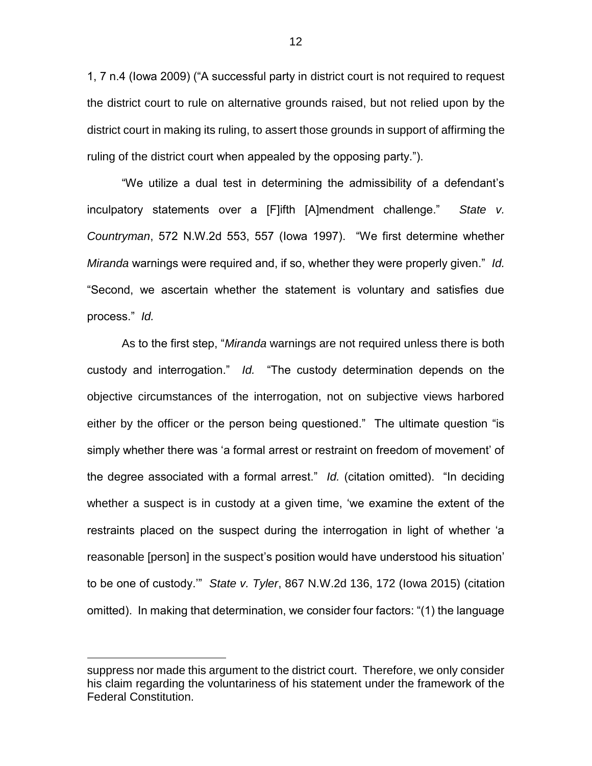1, 7 n.4 (Iowa 2009) ("A successful party in district court is not required to request the district court to rule on alternative grounds raised, but not relied upon by the district court in making its ruling, to assert those grounds in support of affirming the ruling of the district court when appealed by the opposing party.").

"We utilize a dual test in determining the admissibility of a defendant's inculpatory statements over a [F]ifth [A]mendment challenge." *State v. Countryman*, 572 N.W.2d 553, 557 (Iowa 1997). "We first determine whether *Miranda* warnings were required and, if so, whether they were properly given." *Id.* "Second, we ascertain whether the statement is voluntary and satisfies due process." *Id.*

As to the first step, "*Miranda* warnings are not required unless there is both custody and interrogation." *Id.* "The custody determination depends on the objective circumstances of the interrogation, not on subjective views harbored either by the officer or the person being questioned." The ultimate question "is simply whether there was 'a formal arrest or restraint on freedom of movement' of the degree associated with a formal arrest." *Id.* (citation omitted). "In deciding whether a suspect is in custody at a given time, 'we examine the extent of the restraints placed on the suspect during the interrogation in light of whether 'a reasonable [person] in the suspect's position would have understood his situation' to be one of custody.'" *State v. Tyler*, 867 N.W.2d 136, 172 (Iowa 2015) (citation omitted). In making that determination, we consider four factors: "(1) the language

---

suppress nor made this argument to the district court. Therefore, we only consider his claim regarding the voluntariness of his statement under the framework of the Federal Constitution.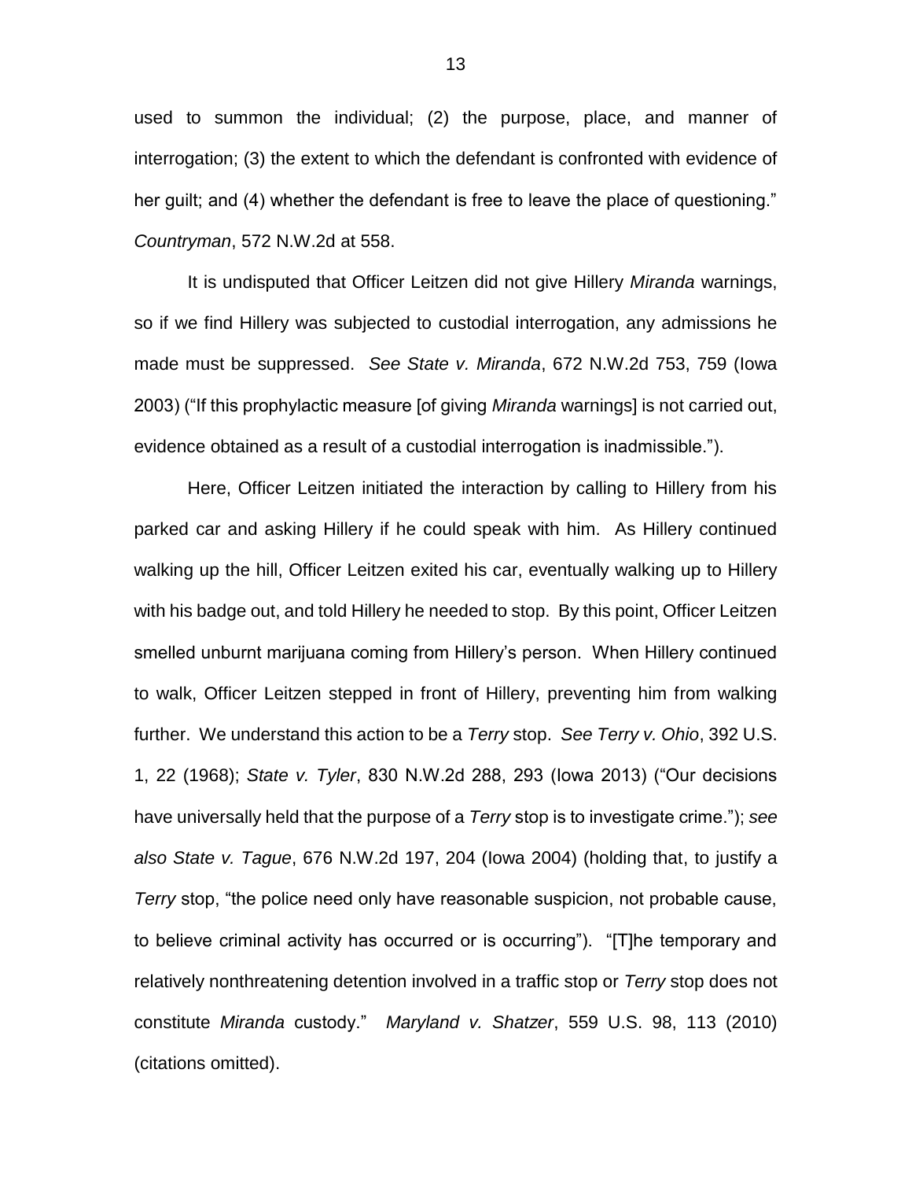used to summon the individual; (2) the purpose, place, and manner of interrogation; (3) the extent to which the defendant is confronted with evidence of her guilt; and (4) whether the defendant is free to leave the place of questioning." *Countryman*, 572 N.W.2d at 558.

It is undisputed that Officer Leitzen did not give Hillery *Miranda* warnings, so if we find Hillery was subjected to custodial interrogation, any admissions he made must be suppressed. *See State v. Miranda*, 672 N.W.2d 753, 759 (Iowa 2003) ("If this prophylactic measure [of giving *Miranda* warnings] is not carried out, evidence obtained as a result of a custodial interrogation is inadmissible.").

Here, Officer Leitzen initiated the interaction by calling to Hillery from his parked car and asking Hillery if he could speak with him. As Hillery continued walking up the hill, Officer Leitzen exited his car, eventually walking up to Hillery with his badge out, and told Hillery he needed to stop. By this point, Officer Leitzen smelled unburnt marijuana coming from Hillery's person. When Hillery continued to walk, Officer Leitzen stepped in front of Hillery, preventing him from walking further. We understand this action to be a *Terry* stop. *See Terry v. Ohio*, 392 U.S. 1, 22 (1968); *State v. Tyler*, 830 N.W.2d 288, 293 (Iowa 2013) ("Our decisions have universally held that the purpose of a *Terry* stop is to investigate crime."); *see also State v. Tague*, 676 N.W.2d 197, 204 (Iowa 2004) (holding that, to justify a *Terry* stop, "the police need only have reasonable suspicion, not probable cause, to believe criminal activity has occurred or is occurring"). "[T]he temporary and relatively nonthreatening detention involved in a traffic stop or *Terry* stop does not constitute *Miranda* custody." *Maryland v. Shatzer*, 559 U.S. 98, 113 (2010) (citations omitted).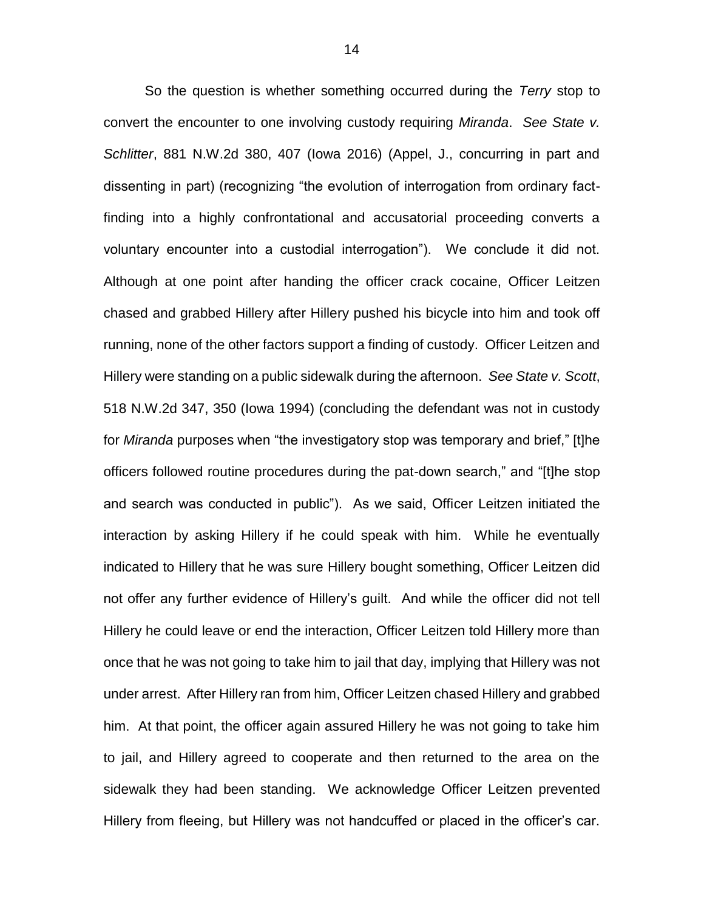So the question is whether something occurred during the *Terry* stop to convert the encounter to one involving custody requiring *Miranda*. *See State v. Schlitter*, 881 N.W.2d 380, 407 (Iowa 2016) (Appel, J., concurring in part and dissenting in part) (recognizing "the evolution of interrogation from ordinary fact-finding into a highly confrontational and accusatorial proceeding converts a voluntary encounter into a custodial interrogation"). We conclude it did not. Although at one point after handing the officer crack cocaine, Officer Leitzen chased and grabbed Hillery after Hillery pushed his bicycle into him and took off running, none of the other factors support a finding of custody. Officer Leitzen and Hillery were standing on a public sidewalk during the afternoon. *See State v. Scott*, 518 N.W.2d 347, 350 (Iowa 1994) (concluding the defendant was not in custody for *Miranda* purposes when "the investigatory stop was temporary and brief," [t]he officers followed routine procedures during the pat-down search," and "[t]he stop and search was conducted in public"). As we said, Officer Leitzen initiated the interaction by asking Hillery if he could speak with him. While he eventually indicated to Hillery that he was sure Hillery bought something, Officer Leitzen did not offer any further evidence of Hillery's guilt. And while the officer did not tell Hillery he could leave or end the interaction, Officer Leitzen told Hillery more than once that he was not going to take him to jail that day, implying that Hillery was not under arrest. After Hillery ran from him, Officer Leitzen chased Hillery and grabbed him. At that point, the officer again assured Hillery he was not going to take him to jail, and Hillery agreed to cooperate and then returned to the area on the sidewalk they had been standing. We acknowledge Officer Leitzen prevented Hillery from fleeing, but Hillery was not handcuffed or placed in the officer's car.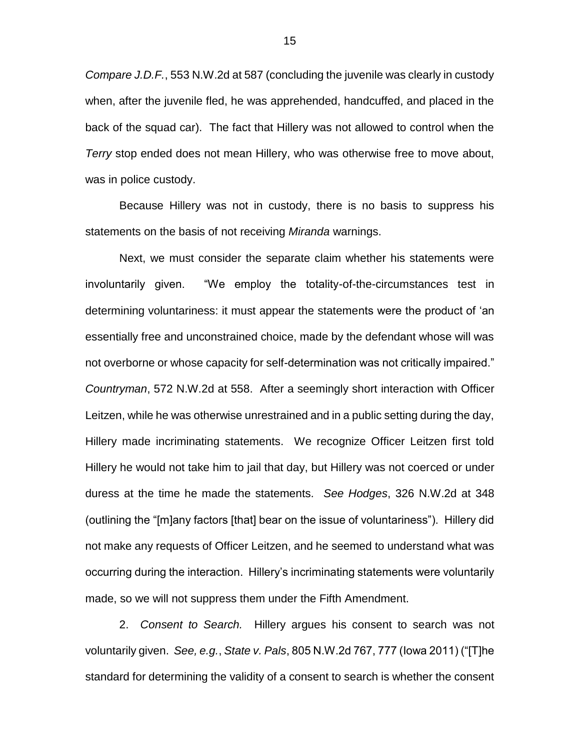*Compare J.D.F.*, 553 N.W.2d at 587 (concluding the juvenile was clearly in custody when, after the juvenile fled, he was apprehended, handcuffed, and placed in the back of the squad car). The fact that Hillery was not allowed to control when the *Terry* stop ended does not mean Hillery, who was otherwise free to move about, was in police custody.

Because Hillery was not in custody, there is no basis to suppress his statements on the basis of not receiving *Miranda* warnings.

Next, we must consider the separate claim whether his statements were involuntarily given. "We employ the totality-of-the-circumstances test in determining voluntariness: it must appear the statements were the product of 'an essentially free and unconstrained choice, made by the defendant whose will was not overborne or whose capacity for self-determination was not critically impaired." *Countryman*, 572 N.W.2d at 558. After a seemingly short interaction with Officer Leitzen, while he was otherwise unrestrained and in a public setting during the day, Hillery made incriminating statements. We recognize Officer Leitzen first told Hillery he would not take him to jail that day, but Hillery was not coerced or under duress at the time he made the statements. *See Hodges*, 326 N.W.2d at 348 (outlining the "[m]any factors [that] bear on the issue of voluntariness"). Hillery did not make any requests of Officer Leitzen, and he seemed to understand what was occurring during the interaction. Hillery's incriminating statements were voluntarily made, so we will not suppress them under the Fifth Amendment.

2. *Consent to Search.* Hillery argues his consent to search was not voluntarily given. *See, e.g.*, *State v. Pals*, 805 N.W.2d 767, 777 (Iowa 2011) ("[T]he standard for determining the validity of a consent to search is whether the consent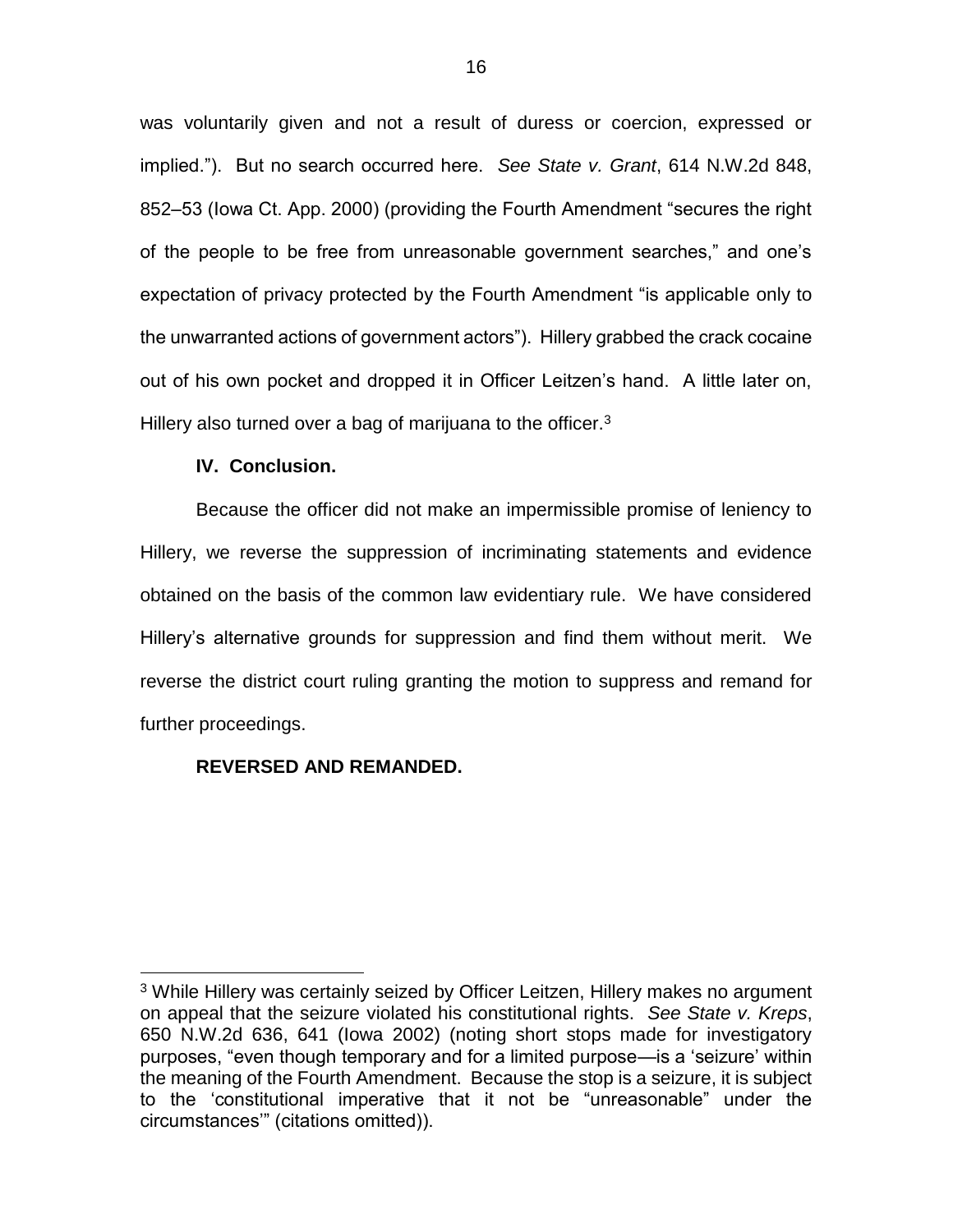was voluntarily given and not a result of duress or coercion, expressed or implied.”). But no search occurred here. *See State v. Grant*, 614 N.W.2d 848, 852–53 (Iowa Ct. App. 2000) (providing the Fourth Amendment “secures the right of the people to be free from unreasonable government searches,” and one’s expectation of privacy protected by the Fourth Amendment “is applicable only to the unwarranted actions of government actors”). Hillery grabbed the crack cocaine out of his own pocket and dropped it in Officer Leitzen’s hand. A little later on, Hillery also turned over a bag of marijuana to the officer.[3]

**IV. Conclusion.**

Because the officer did not make an impermissible promise of leniency to Hillery, we reverse the suppression of incriminating statements and evidence obtained on the basis of the common law evidentiary rule. We have considered Hillery’s alternative grounds for suppression and find them without merit. We reverse the district court ruling granting the motion to suppress and remand for further proceedings.

**REVERSED AND REMANDED.**

[3] While Hillery was certainly seized by Officer Leitzen, Hillery makes no argument on appeal that the seizure violated his constitutional rights. *See State v. Kreps*, 650 N.W.2d 636, 641 (Iowa 2002) (noting short stops made for investigatory purposes, “even though temporary and for a limited purpose—is a ‘seizure’ within the meaning of the Fourth Amendment. Because the stop is a seizure, it is subject to the ‘constitutional imperative that it not be “unreasonable” under the circumstances’” (citations omitted)).